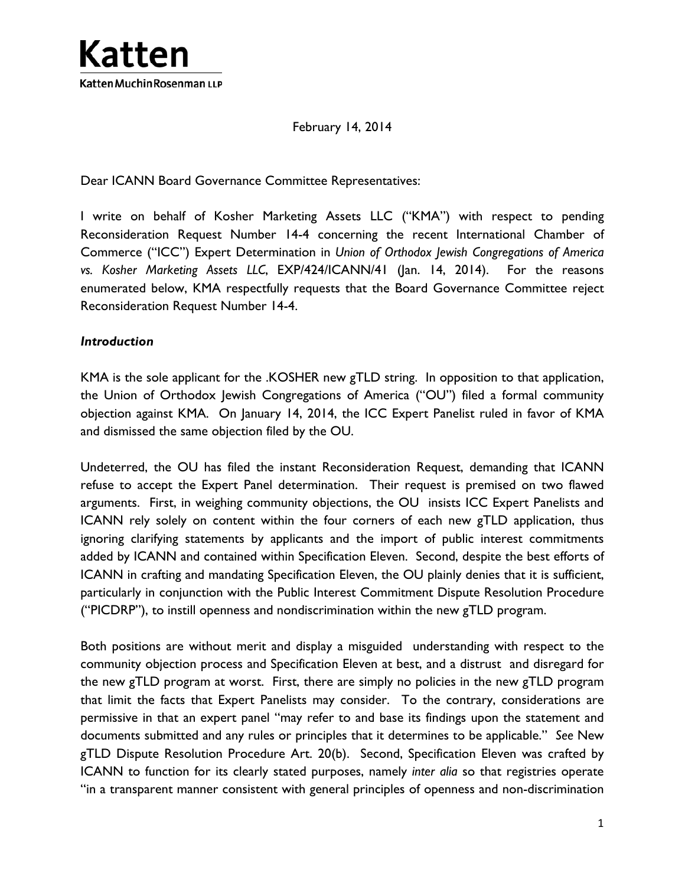# Katten

Katten Muchin Rosenman LLP

February 14, 2014

Dear ICANN Board Governance Committee Representatives:

I write on behalf of Kosher Marketing Assets LLC ("KMA") with respect to pending Reconsideration Request Number 14-4 concerning the recent International Chamber of Commerce ("ICC") Expert Determination in *Union of Orthodox Jewish Congregations of America vs. Kosher Marketing Assets LLC*, EXP/424/ICANN/41 (Jan. 14, 2014). For the reasons enumerated below, KMA respectfully requests that the Board Governance Committee reject Reconsideration Request Number 14-4.

***Introduction***

KMA is the sole applicant for the .KOSHER new gTLD string. In opposition to that application, the Union of Orthodox Jewish Congregations of America ("OU") filed a formal community objection against KMA. On January 14, 2014, the ICC Expert Panelist ruled in favor of KMA and dismissed the same objection filed by the OU.

Undeterred, the OU has filed the instant Reconsideration Request, demanding that ICANN refuse to accept the Expert Panel determination. Their request is premised on two flawed arguments. First, in weighing community objections, the OU insists ICC Expert Panelists and ICANN rely solely on content within the four corners of each new gTLD application, thus ignoring clarifying statements by applicants and the import of public interest commitments added by ICANN and contained within Specification Eleven. Second, despite the best efforts of ICANN in crafting and mandating Specification Eleven, the OU plainly denies that it is sufficient, particularly in conjunction with the Public Interest Commitment Dispute Resolution Procedure ("PICDRP"), to instill openness and nondiscrimination within the new gTLD program.

Both positions are without merit and display a misguided understanding with respect to the community objection process and Specification Eleven at best, and a distrust and disregard for the new gTLD program at worst. First, there are simply no policies in the new gTLD program that limit the facts that Expert Panelists may consider. To the contrary, considerations are permissive in that an expert panel "may refer to and base its findings upon the statement and documents submitted and any rules or principles that it determines to be applicable." *See* New gTLD Dispute Resolution Procedure Art. 20(b). Second, Specification Eleven was crafted by ICANN to function for its clearly stated purposes, namely *inter alia* so that registries operate "in a transparent manner consistent with general principles of openness and non-discrimination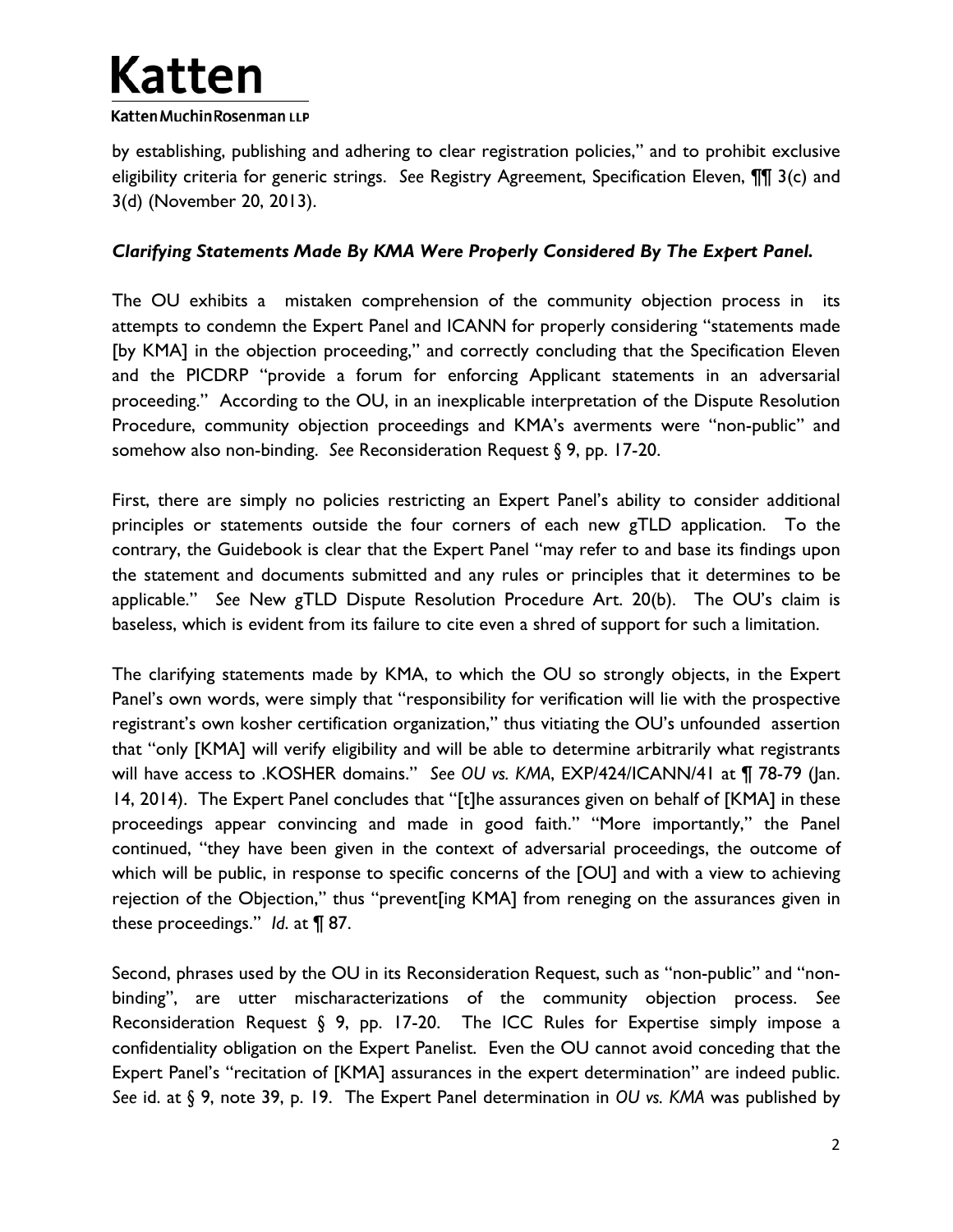by establishing, publishing and adhering to clear registration policies," and to prohibit exclusive eligibility criteria for generic strings. *See* Registry Agreement, Specification Eleven, ¶¶ 3(c) and 3(d) (November 20, 2013).

***Clarifying Statements Made By KMA Were Properly Considered By The Expert Panel.***

The OU exhibits a mistaken comprehension of the community objection process in its attempts to condemn the Expert Panel and ICANN for properly considering "statements made [by KMA] in the objection proceeding," and correctly concluding that the Specification Eleven and the PICDRP "provide a forum for enforcing Applicant statements in an adversarial proceeding." According to the OU, in an inexplicable interpretation of the Dispute Resolution Procedure, community objection proceedings and KMA's averments were "non-public" and somehow also non-binding. *See* Reconsideration Request § 9, pp. 17-20.

First, there are simply no policies restricting an Expert Panel's ability to consider additional principles or statements outside the four corners of each new gTLD application. To the contrary, the Guidebook is clear that the Expert Panel "may refer to and base its findings upon the statement and documents submitted and any rules or principles that it determines to be applicable." *See* New gTLD Dispute Resolution Procedure Art. 20(b). The OU's claim is baseless, which is evident from its failure to cite even a shred of support for such a limitation.

The clarifying statements made by KMA, to which the OU so strongly objects, in the Expert Panel's own words, were simply that "responsibility for verification will lie with the prospective registrant's own kosher certification organization," thus vitiating the OU's unfounded assertion that "only [KMA] will verify eligibility and will be able to determine arbitrarily what registrants will have access to .KOSHER domains." *See OU vs. KMA*, EXP/424/ICANN/41 at ¶ 78-79 (Jan. 14, 2014). The Expert Panel concludes that "[t]he assurances given on behalf of [KMA] in these proceedings appear convincing and made in good faith." "More importantly," the Panel continued, "they have been given in the context of adversarial proceedings, the outcome of which will be public, in response to specific concerns of the [OU] and with a view to achieving rejection of the Objection," thus "prevent[ing KMA] from reneging on the assurances given in these proceedings." *Id*. at ¶ 87.

Second, phrases used by the OU in its Reconsideration Request, such as "non-public" and "non-binding", are utter mischaracterizations of the community objection process. *See* Reconsideration Request § 9, pp. 17-20. The ICC Rules for Expertise simply impose a confidentiality obligation on the Expert Panelist. Even the OU cannot avoid conceding that the Expert Panel's "recitation of [KMA] assurances in the expert determination" are indeed public. *See* id. at § 9, note 39, p. 19. The Expert Panel determination in *OU vs. KMA* was published by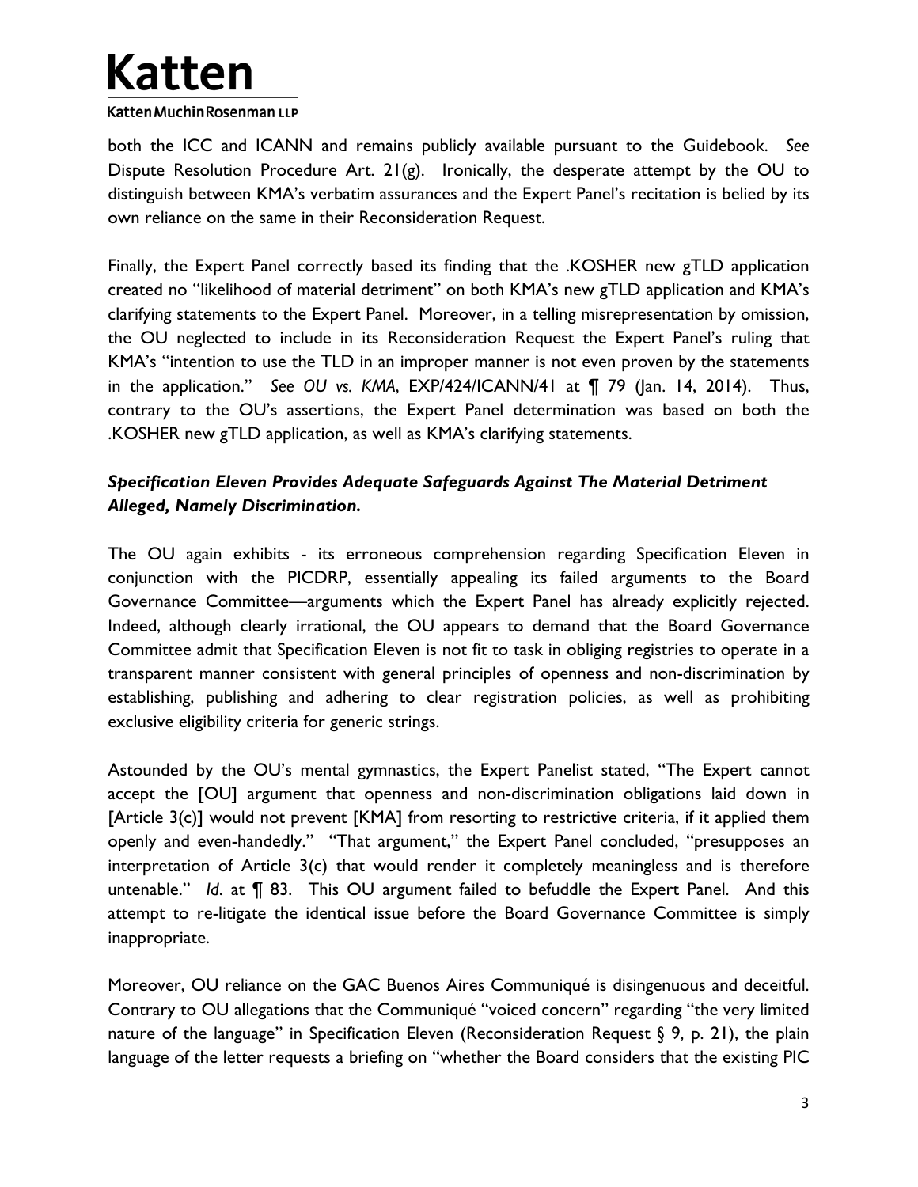both the ICC and ICANN and remains publicly available pursuant to the Guidebook. *See* Dispute Resolution Procedure Art. 21(g). Ironically, the desperate attempt by the OU to distinguish between KMA's verbatim assurances and the Expert Panel's recitation is belied by its own reliance on the same in their Reconsideration Request.

Finally, the Expert Panel correctly based its finding that the .KOSHER new gTLD application created no "likelihood of material detriment" on both KMA's new gTLD application and KMA's clarifying statements to the Expert Panel. Moreover, in a telling misrepresentation by omission, the OU neglected to include in its Reconsideration Request the Expert Panel's ruling that KMA's "intention to use the TLD in an improper manner is not even proven by the statements in the application." *See OU vs. KMA*, EXP/424/ICANN/41 at ¶ 79 (Jan. 14, 2014). Thus, contrary to the OU's assertions, the Expert Panel determination was based on both the .KOSHER new gTLD application, as well as KMA's clarifying statements.

***Specification Eleven Provides Adequate Safeguards Against The Material Detriment Alleged, Namely Discrimination.***

The OU again exhibits - its erroneous comprehension regarding Specification Eleven in conjunction with the PICDRP, essentially appealing its failed arguments to the Board Governance Committee—arguments which the Expert Panel has already explicitly rejected. Indeed, although clearly irrational, the OU appears to demand that the Board Governance Committee admit that Specification Eleven is not fit to task in obliging registries to operate in a transparent manner consistent with general principles of openness and non-discrimination by establishing, publishing and adhering to clear registration policies, as well as prohibiting exclusive eligibility criteria for generic strings.

Astounded by the OU's mental gymnastics, the Expert Panelist stated, "The Expert cannot accept the [OU] argument that openness and non-discrimination obligations laid down in [Article 3(c)] would not prevent [KMA] from resorting to restrictive criteria, if it applied them openly and even-handedly." "That argument," the Expert Panel concluded, "presupposes an interpretation of Article 3(c) that would render it completely meaningless and is therefore untenable." *Id*. at ¶ 83. This OU argument failed to befuddle the Expert Panel. And this attempt to re-litigate the identical issue before the Board Governance Committee is simply inappropriate.

Moreover, OU reliance on the GAC Buenos Aires Communiqué is disingenuous and deceitful. Contrary to OU allegations that the Communiqué "voiced concern" regarding "the very limited nature of the language" in Specification Eleven (Reconsideration Request § 9, p. 21), the plain language of the letter requests a briefing on "whether the Board considers that the existing PIC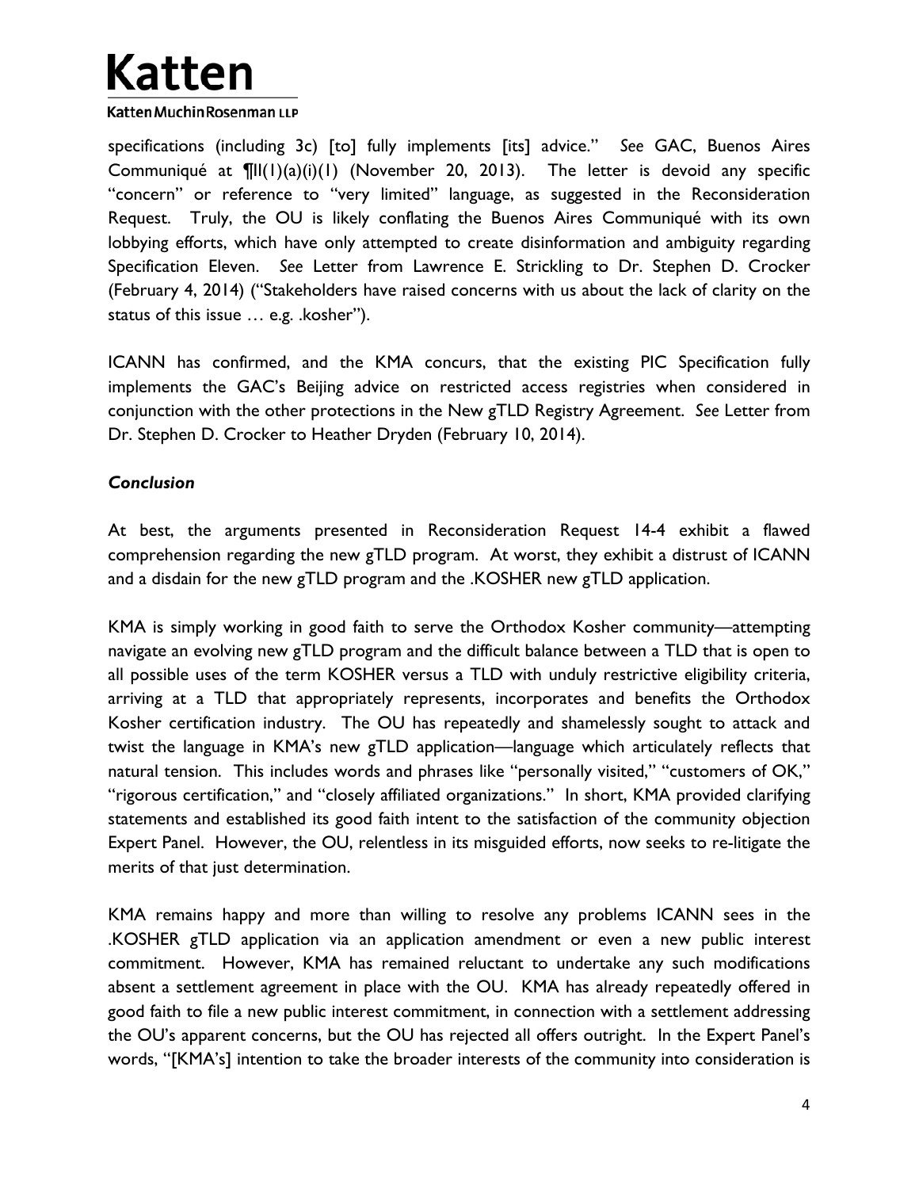specifications (including 3c) [to] fully implements [its] advice." *See* GAC, Buenos Aires Communiqué at ¶II(1)(a)(i)(1) (November 20, 2013). The letter is devoid any specific "concern" or reference to "very limited" language, as suggested in the Reconsideration Request. Truly, the OU is likely conflating the Buenos Aires Communiqué with its own lobbying efforts, which have only attempted to create disinformation and ambiguity regarding Specification Eleven. *See* Letter from Lawrence E. Strickling to Dr. Stephen D. Crocker (February 4, 2014) ("Stakeholders have raised concerns with us about the lack of clarity on the status of this issue … e.g. .kosher").

ICANN has confirmed, and the KMA concurs, that the existing PIC Specification fully implements the GAC's Beijing advice on restricted access registries when considered in conjunction with the other protections in the New gTLD Registry Agreement. *See* Letter from Dr. Stephen D. Crocker to Heather Dryden (February 10, 2014).

***Conclusion***

At best, the arguments presented in Reconsideration Request 14-4 exhibit a flawed comprehension regarding the new gTLD program. At worst, they exhibit a distrust of ICANN and a disdain for the new gTLD program and the .KOSHER new gTLD application.

KMA is simply working in good faith to serve the Orthodox Kosher community—attempting navigate an evolving new gTLD program and the difficult balance between a TLD that is open to all possible uses of the term KOSHER versus a TLD with unduly restrictive eligibility criteria, arriving at a TLD that appropriately represents, incorporates and benefits the Orthodox Kosher certification industry. The OU has repeatedly and shamelessly sought to attack and twist the language in KMA's new gTLD application—language which articulately reflects that natural tension. This includes words and phrases like "personally visited," "customers of OK," "rigorous certification," and "closely affiliated organizations." In short, KMA provided clarifying statements and established its good faith intent to the satisfaction of the community objection Expert Panel. However, the OU, relentless in its misguided efforts, now seeks to re-litigate the merits of that just determination.

KMA remains happy and more than willing to resolve any problems ICANN sees in the .KOSHER gTLD application via an application amendment or even a new public interest commitment. However, KMA has remained reluctant to undertake any such modifications absent a settlement agreement in place with the OU. KMA has already repeatedly offered in good faith to file a new public interest commitment, in connection with a settlement addressing the OU's apparent concerns, but the OU has rejected all offers outright. In the Expert Panel's words, "[KMA's] intention to take the broader interests of the community into consideration is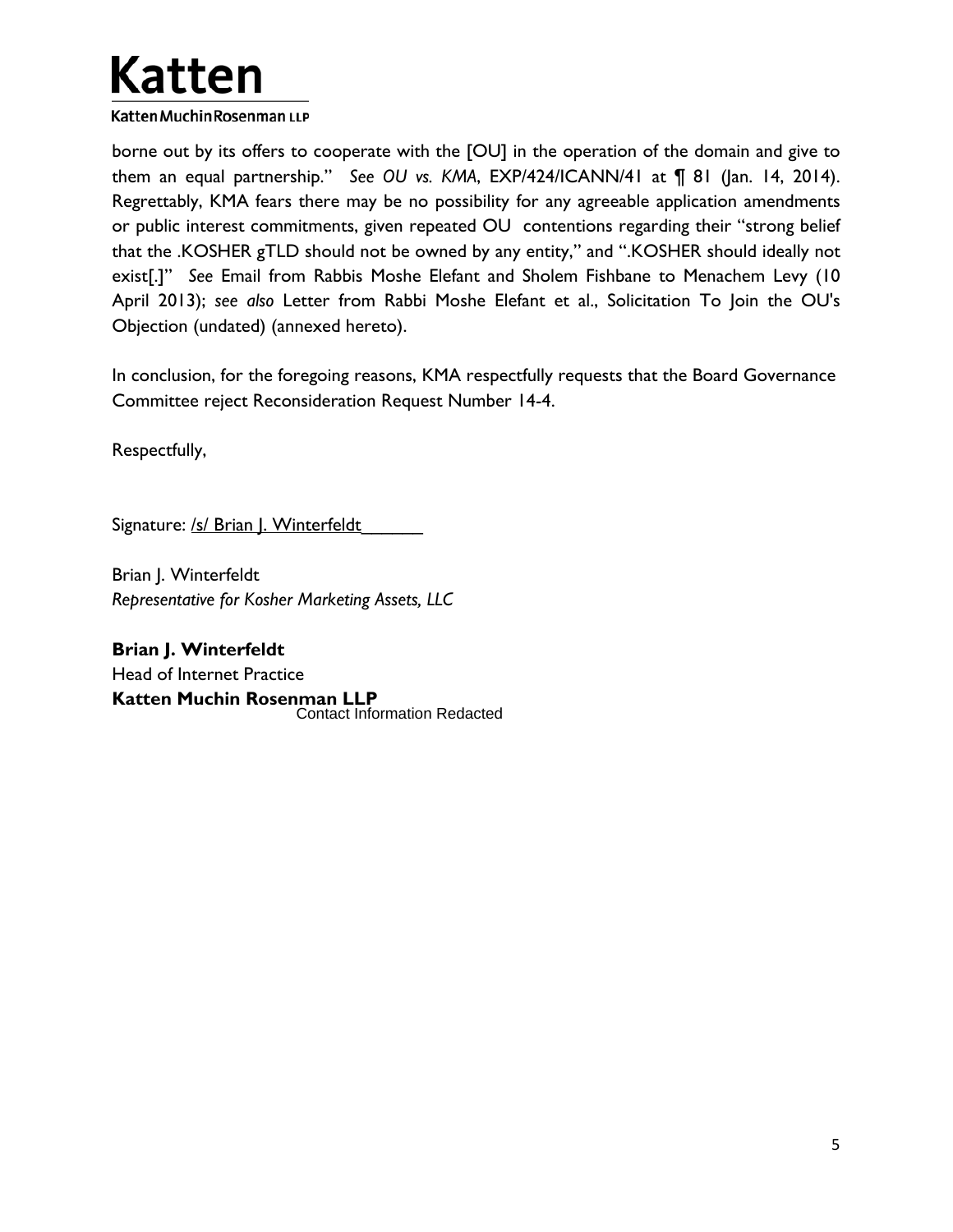borne out by its offers to cooperate with the [OU] in the operation of the domain and give to them an equal partnership." *See OU vs. KMA*, EXP/424/ICANN/41 at ¶ 81 (Jan. 14, 2014). Regrettably, KMA fears there may be no possibility for any agreeable application amendments or public interest commitments, given repeated OU contentions regarding their "strong belief that the .KOSHER gTLD should not be owned by any entity," and ".KOSHER should ideally not exist[.]" *See* Email from Rabbis Moshe Elefant and Sholem Fishbane to Menachem Levy (10 April 2013); *see also* Letter from Rabbi Moshe Elefant et al., Solicitation To Join the OU's Objection (undated) (annexed hereto).

In conclusion, for the foregoing reasons, KMA respectfully requests that the Board Governance Committee reject Reconsideration Request Number 14-4.

Respectfully,

Signature: /s/ Brian J. Winterfeldt______

Brian J. Winterfeldt
*Representative for Kosher Marketing Assets, LLC*

**Brian J. Winterfeldt**
Head of Internet Practice
**Katten Muchin Rosenman LLP**
Contact Information Redacted